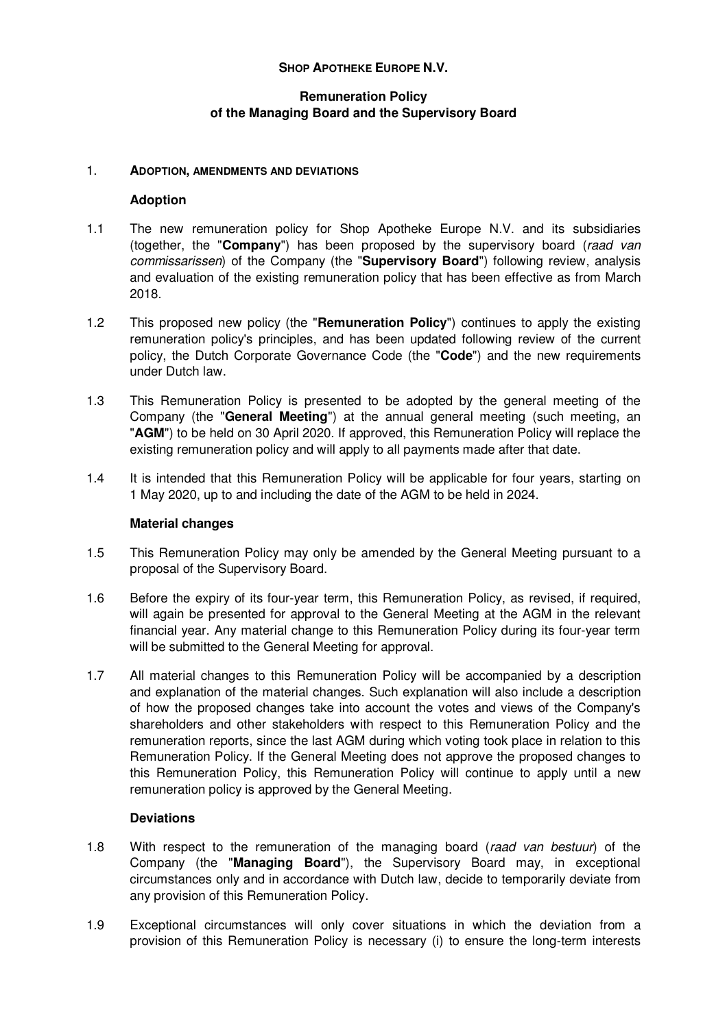**SHOP APOTHEKE EUROPE N.V.**

**Remuneration Policy**
**of the Managing Board and the Supervisory Board**

## 1. ADOPTION, AMENDMENTS AND DEVIATIONS

### Adoption

1.1 The new remuneration policy for Shop Apotheke Europe N.V. and its subsidiaries (together, the "**Company**") has been proposed by the supervisory board (*raad van commissarissen*) of the Company (the "**Supervisory Board**") following review, analysis and evaluation of the existing remuneration policy that has been effective as from March 2018.

1.2 This proposed new policy (the "**Remuneration Policy**") continues to apply the existing remuneration policy's principles, and has been updated following review of the current policy, the Dutch Corporate Governance Code (the "**Code**") and the new requirements under Dutch law.

1.3 This Remuneration Policy is presented to be adopted by the general meeting of the Company (the "**General Meeting**") at the annual general meeting (such meeting, an "**AGM**") to be held on 30 April 2020. If approved, this Remuneration Policy will replace the existing remuneration policy and will apply to all payments made after that date.

1.4 It is intended that this Remuneration Policy will be applicable for four years, starting on 1 May 2020, up to and including the date of the AGM to be held in 2024.

### Material changes

1.5 This Remuneration Policy may only be amended by the General Meeting pursuant to a proposal of the Supervisory Board.

1.6 Before the expiry of its four-year term, this Remuneration Policy, as revised, if required, will again be presented for approval to the General Meeting at the AGM in the relevant financial year. Any material change to this Remuneration Policy during its four-year term will be submitted to the General Meeting for approval.

1.7 All material changes to this Remuneration Policy will be accompanied by a description and explanation of the material changes. Such explanation will also include a description of how the proposed changes take into account the votes and views of the Company's shareholders and other stakeholders with respect to this Remuneration Policy and the remuneration reports, since the last AGM during which voting took place in relation to this Remuneration Policy. If the General Meeting does not approve the proposed changes to this Remuneration Policy, this Remuneration Policy will continue to apply until a new remuneration policy is approved by the General Meeting.

### Deviations

1.8 With respect to the remuneration of the managing board (*raad van bestuur*) of the Company (the "**Managing Board**"), the Supervisory Board may, in exceptional circumstances only and in accordance with Dutch law, decide to temporarily deviate from any provision of this Remuneration Policy.

1.9 Exceptional circumstances will only cover situations in which the deviation from a provision of this Remuneration Policy is necessary (i) to ensure the long-term interests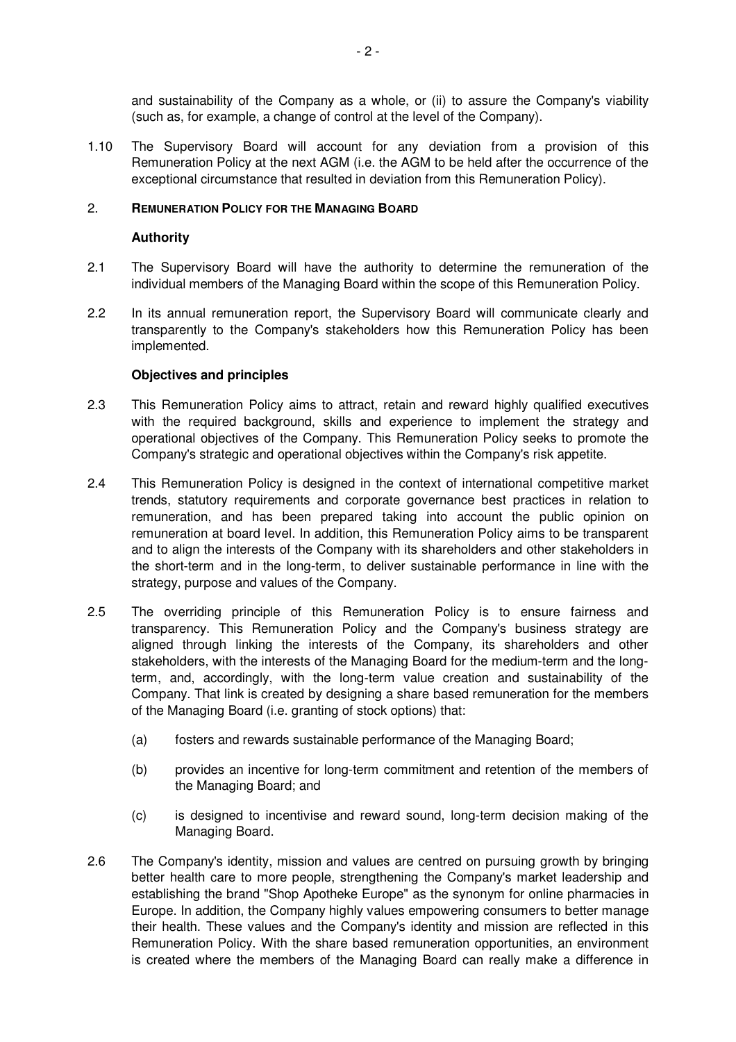and sustainability of the Company as a whole, or (ii) to assure the Company's viability (such as, for example, a change of control at the level of the Company).

1.10 The Supervisory Board will account for any deviation from a provision of this Remuneration Policy at the next AGM (i.e. the AGM to be held after the occurrence of the exceptional circumstance that resulted in deviation from this Remuneration Policy).

## 2. REMUNERATION POLICY FOR THE MANAGING BOARD

### Authority

2.1 The Supervisory Board will have the authority to determine the remuneration of the individual members of the Managing Board within the scope of this Remuneration Policy.

2.2 In its annual remuneration report, the Supervisory Board will communicate clearly and transparently to the Company's stakeholders how this Remuneration Policy has been implemented.

### Objectives and principles

2.3 This Remuneration Policy aims to attract, retain and reward highly qualified executives with the required background, skills and experience to implement the strategy and operational objectives of the Company. This Remuneration Policy seeks to promote the Company's strategic and operational objectives within the Company's risk appetite.

2.4 This Remuneration Policy is designed in the context of international competitive market trends, statutory requirements and corporate governance best practices in relation to remuneration, and has been prepared taking into account the public opinion on remuneration at board level. In addition, this Remuneration Policy aims to be transparent and to align the interests of the Company with its shareholders and other stakeholders in the short-term and in the long-term, to deliver sustainable performance in line with the strategy, purpose and values of the Company.

2.5 The overriding principle of this Remuneration Policy is to ensure fairness and transparency. This Remuneration Policy and the Company's business strategy are aligned through linking the interests of the Company, its shareholders and other stakeholders, with the interests of the Managing Board for the medium-term and the long-term, and, accordingly, with the long-term value creation and sustainability of the Company. That link is created by designing a share based remuneration for the members of the Managing Board (i.e. granting of stock options) that:

(a) fosters and rewards sustainable performance of the Managing Board;

(b) provides an incentive for long-term commitment and retention of the members of the Managing Board; and

(c) is designed to incentivise and reward sound, long-term decision making of the Managing Board.

2.6 The Company's identity, mission and values are centred on pursuing growth by bringing better health care to more people, strengthening the Company's market leadership and establishing the brand "Shop Apotheke Europe" as the synonym for online pharmacies in Europe. In addition, the Company highly values empowering consumers to better manage their health. These values and the Company's identity and mission are reflected in this Remuneration Policy. With the share based remuneration opportunities, an environment is created where the members of the Managing Board can really make a difference in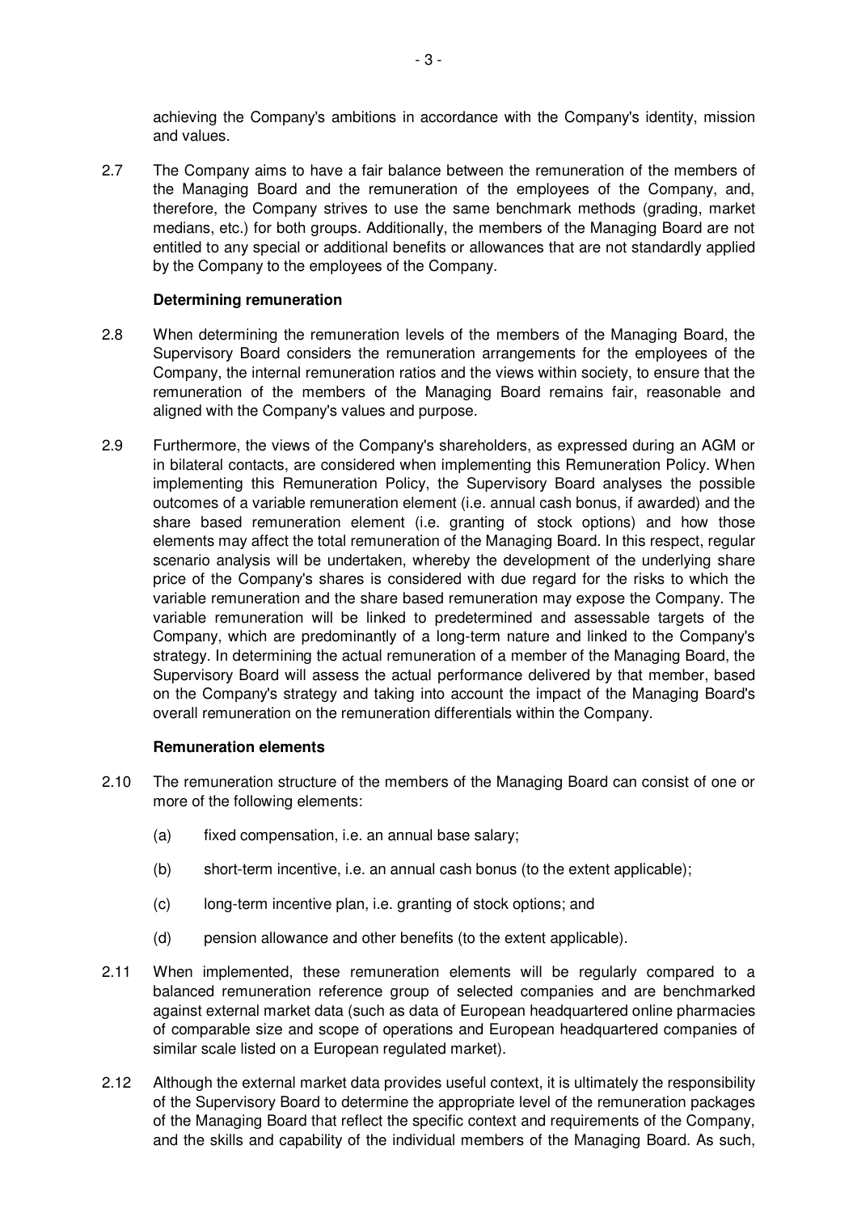achieving the Company's ambitions in accordance with the Company's identity, mission and values.

2.7 The Company aims to have a fair balance between the remuneration of the members of the Managing Board and the remuneration of the employees of the Company, and, therefore, the Company strives to use the same benchmark methods (grading, market medians, etc.) for both groups. Additionally, the members of the Managing Board are not entitled to any special or additional benefits or allowances that are not standardly applied by the Company to the employees of the Company.

**Determining remuneration**

2.8 When determining the remuneration levels of the members of the Managing Board, the Supervisory Board considers the remuneration arrangements for the employees of the Company, the internal remuneration ratios and the views within society, to ensure that the remuneration of the members of the Managing Board remains fair, reasonable and aligned with the Company's values and purpose.

2.9 Furthermore, the views of the Company's shareholders, as expressed during an AGM or in bilateral contacts, are considered when implementing this Remuneration Policy. When implementing this Remuneration Policy, the Supervisory Board analyses the possible outcomes of a variable remuneration element (i.e. annual cash bonus, if awarded) and the share based remuneration element (i.e. granting of stock options) and how those elements may affect the total remuneration of the Managing Board. In this respect, regular scenario analysis will be undertaken, whereby the development of the underlying share price of the Company's shares is considered with due regard for the risks to which the variable remuneration and the share based remuneration may expose the Company. The variable remuneration will be linked to predetermined and assessable targets of the Company, which are predominantly of a long-term nature and linked to the Company's strategy. In determining the actual remuneration of a member of the Managing Board, the Supervisory Board will assess the actual performance delivered by that member, based on the Company's strategy and taking into account the impact of the Managing Board's overall remuneration on the remuneration differentials within the Company.

**Remuneration elements**

2.10 The remuneration structure of the members of the Managing Board can consist of one or more of the following elements:

(a) fixed compensation, i.e. an annual base salary;

(b) short-term incentive, i.e. an annual cash bonus (to the extent applicable);

(c) long-term incentive plan, i.e. granting of stock options; and

(d) pension allowance and other benefits (to the extent applicable).

2.11 When implemented, these remuneration elements will be regularly compared to a balanced remuneration reference group of selected companies and are benchmarked against external market data (such as data of European headquartered online pharmacies of comparable size and scope of operations and European headquartered companies of similar scale listed on a European regulated market).

2.12 Although the external market data provides useful context, it is ultimately the responsibility of the Supervisory Board to determine the appropriate level of the remuneration packages of the Managing Board that reflect the specific context and requirements of the Company, and the skills and capability of the individual members of the Managing Board. As such,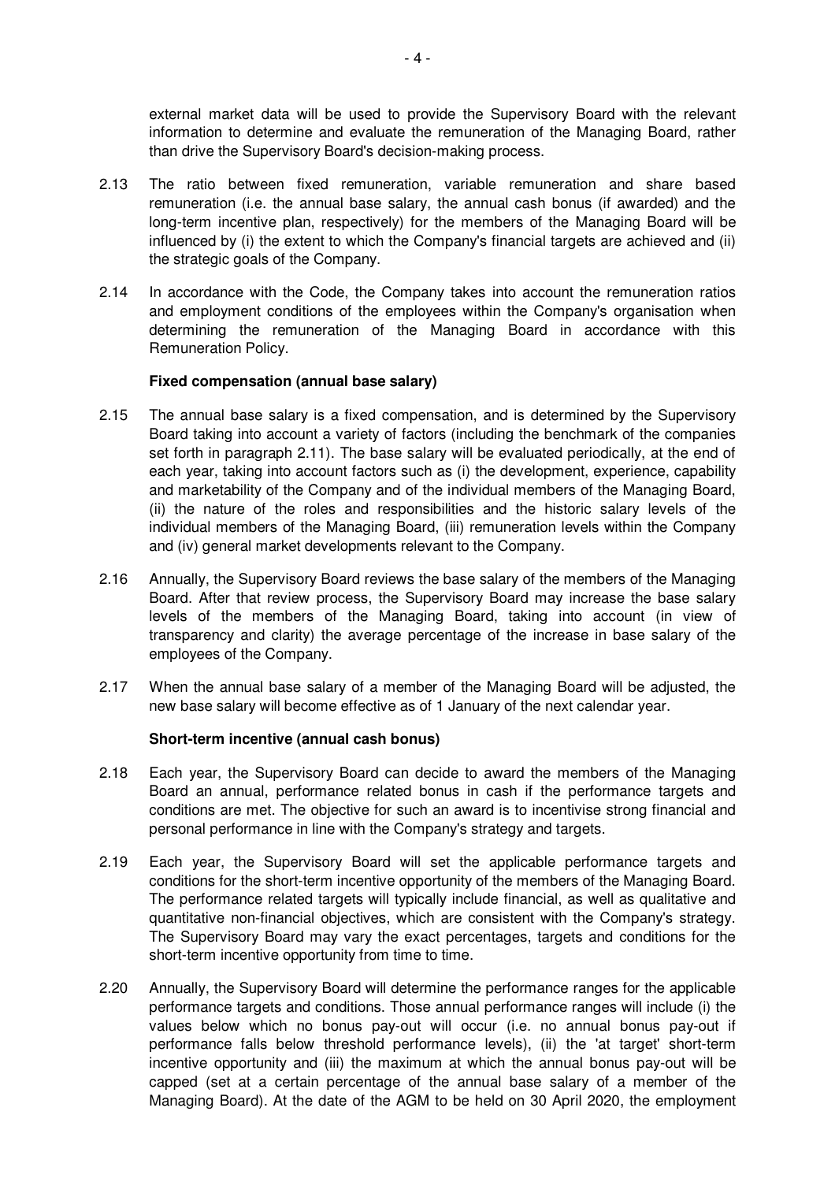external market data will be used to provide the Supervisory Board with the relevant information to determine and evaluate the remuneration of the Managing Board, rather than drive the Supervisory Board's decision-making process.

2.13 The ratio between fixed remuneration, variable remuneration and share based remuneration (i.e. the annual base salary, the annual cash bonus (if awarded) and the long-term incentive plan, respectively) for the members of the Managing Board will be influenced by (i) the extent to which the Company's financial targets are achieved and (ii) the strategic goals of the Company.

2.14 In accordance with the Code, the Company takes into account the remuneration ratios and employment conditions of the employees within the Company's organisation when determining the remuneration of the Managing Board in accordance with this Remuneration Policy.

**Fixed compensation (annual base salary)**

2.15 The annual base salary is a fixed compensation, and is determined by the Supervisory Board taking into account a variety of factors (including the benchmark of the companies set forth in paragraph 2.11). The base salary will be evaluated periodically, at the end of each year, taking into account factors such as (i) the development, experience, capability and marketability of the Company and of the individual members of the Managing Board, (ii) the nature of the roles and responsibilities and the historic salary levels of the individual members of the Managing Board, (iii) remuneration levels within the Company and (iv) general market developments relevant to the Company.

2.16 Annually, the Supervisory Board reviews the base salary of the members of the Managing Board. After that review process, the Supervisory Board may increase the base salary levels of the members of the Managing Board, taking into account (in view of transparency and clarity) the average percentage of the increase in base salary of the employees of the Company.

2.17 When the annual base salary of a member of the Managing Board will be adjusted, the new base salary will become effective as of 1 January of the next calendar year.

**Short-term incentive (annual cash bonus)**

2.18 Each year, the Supervisory Board can decide to award the members of the Managing Board an annual, performance related bonus in cash if the performance targets and conditions are met. The objective for such an award is to incentivise strong financial and personal performance in line with the Company's strategy and targets.

2.19 Each year, the Supervisory Board will set the applicable performance targets and conditions for the short-term incentive opportunity of the members of the Managing Board. The performance related targets will typically include financial, as well as qualitative and quantitative non-financial objectives, which are consistent with the Company's strategy. The Supervisory Board may vary the exact percentages, targets and conditions for the short-term incentive opportunity from time to time.

2.20 Annually, the Supervisory Board will determine the performance ranges for the applicable performance targets and conditions. Those annual performance ranges will include (i) the values below which no bonus pay-out will occur (i.e. no annual bonus pay-out if performance falls below threshold performance levels), (ii) the 'at target' short-term incentive opportunity and (iii) the maximum at which the annual bonus pay-out will be capped (set at a certain percentage of the annual base salary of a member of the Managing Board). At the date of the AGM to be held on 30 April 2020, the employment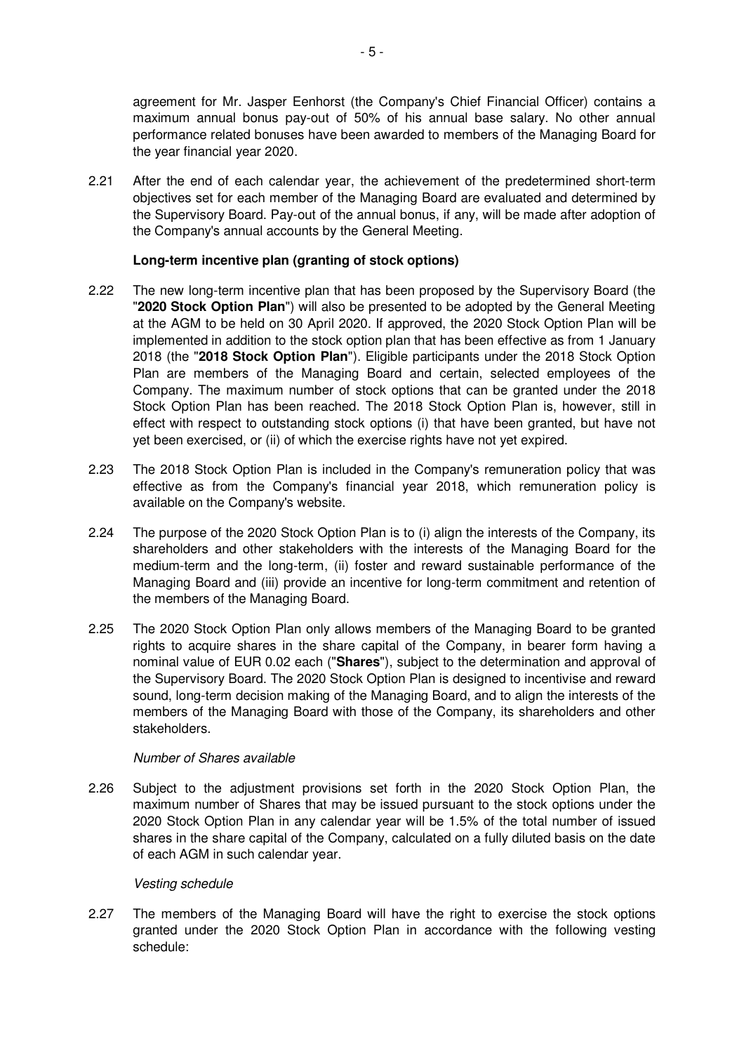agreement for Mr. Jasper Eenhorst (the Company's Chief Financial Officer) contains a maximum annual bonus pay-out of 50% of his annual base salary. No other annual performance related bonuses have been awarded to members of the Managing Board for the year financial year 2020.

2.21 After the end of each calendar year, the achievement of the predetermined short-term objectives set for each member of the Managing Board are evaluated and determined by the Supervisory Board. Pay-out of the annual bonus, if any, will be made after adoption of the Company's annual accounts by the General Meeting.

**Long-term incentive plan (granting of stock options)**

2.22 The new long-term incentive plan that has been proposed by the Supervisory Board (the "**2020 Stock Option Plan**") will also be presented to be adopted by the General Meeting at the AGM to be held on 30 April 2020. If approved, the 2020 Stock Option Plan will be implemented in addition to the stock option plan that has been effective as from 1 January 2018 (the "**2018 Stock Option Plan**"). Eligible participants under the 2018 Stock Option Plan are members of the Managing Board and certain, selected employees of the Company. The maximum number of stock options that can be granted under the 2018 Stock Option Plan has been reached. The 2018 Stock Option Plan is, however, still in effect with respect to outstanding stock options (i) that have been granted, but have not yet been exercised, or (ii) of which the exercise rights have not yet expired.

2.23 The 2018 Stock Option Plan is included in the Company's remuneration policy that was effective as from the Company's financial year 2018, which remuneration policy is available on the Company's website.

2.24 The purpose of the 2020 Stock Option Plan is to (i) align the interests of the Company, its shareholders and other stakeholders with the interests of the Managing Board for the medium-term and the long-term, (ii) foster and reward sustainable performance of the Managing Board and (iii) provide an incentive for long-term commitment and retention of the members of the Managing Board.

2.25 The 2020 Stock Option Plan only allows members of the Managing Board to be granted rights to acquire shares in the share capital of the Company, in bearer form having a nominal value of EUR 0.02 each ("**Shares**"), subject to the determination and approval of the Supervisory Board. The 2020 Stock Option Plan is designed to incentivise and reward sound, long-term decision making of the Managing Board, and to align the interests of the members of the Managing Board with those of the Company, its shareholders and other stakeholders.

*Number of Shares available*

2.26 Subject to the adjustment provisions set forth in the 2020 Stock Option Plan, the maximum number of Shares that may be issued pursuant to the stock options under the 2020 Stock Option Plan in any calendar year will be 1.5% of the total number of issued shares in the share capital of the Company, calculated on a fully diluted basis on the date of each AGM in such calendar year.

*Vesting schedule*

2.27 The members of the Managing Board will have the right to exercise the stock options granted under the 2020 Stock Option Plan in accordance with the following vesting schedule: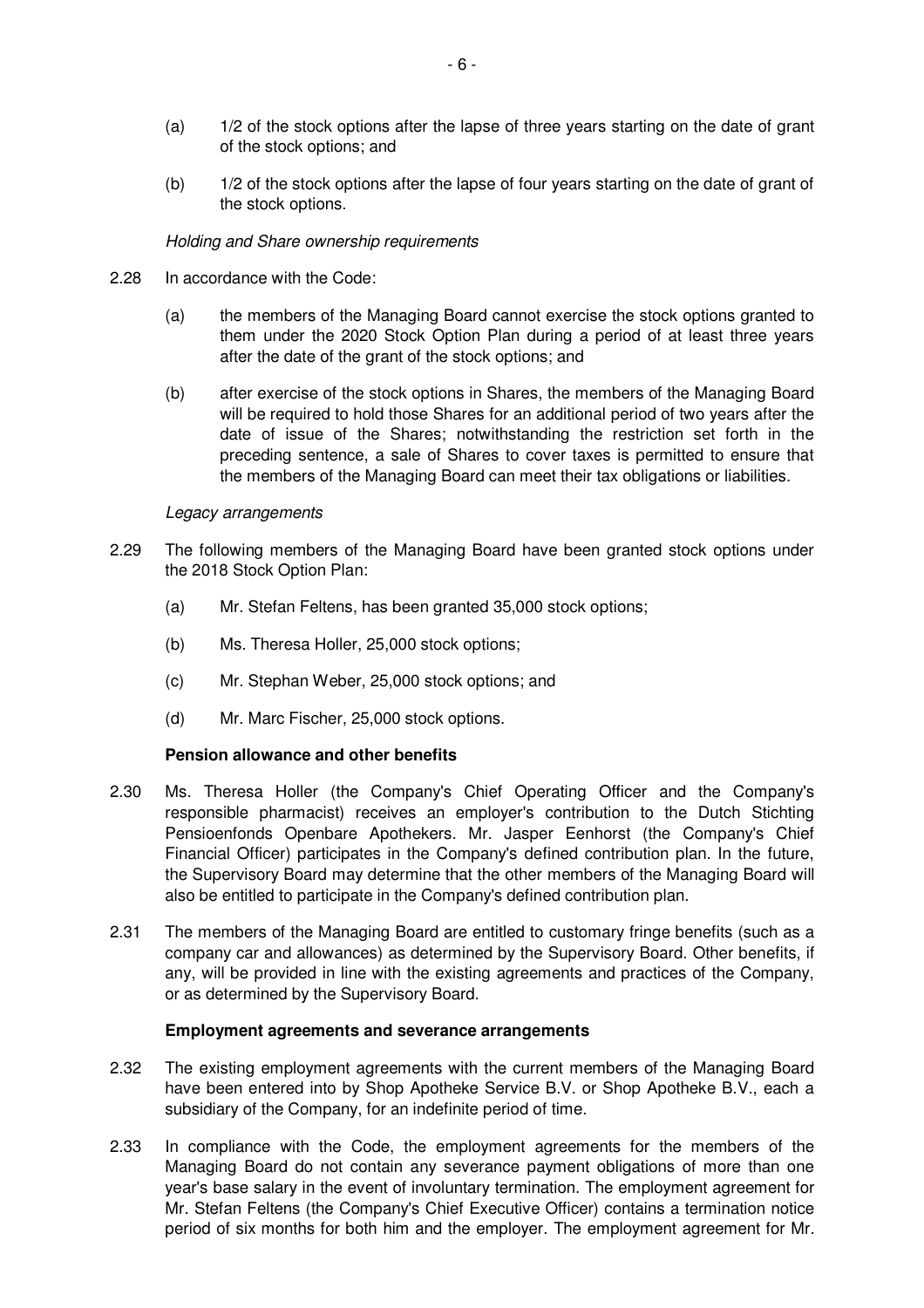(a) 1/2 of the stock options after the lapse of three years starting on the date of grant of the stock options; and

(b) 1/2 of the stock options after the lapse of four years starting on the date of grant of the stock options.

*Holding and Share ownership requirements*

2.28 In accordance with the Code:

(a) the members of the Managing Board cannot exercise the stock options granted to them under the 2020 Stock Option Plan during a period of at least three years after the date of the grant of the stock options; and

(b) after exercise of the stock options in Shares, the members of the Managing Board will be required to hold those Shares for an additional period of two years after the date of issue of the Shares; notwithstanding the restriction set forth in the preceding sentence, a sale of Shares to cover taxes is permitted to ensure that the members of the Managing Board can meet their tax obligations or liabilities.

*Legacy arrangements*

2.29 The following members of the Managing Board have been granted stock options under the 2018 Stock Option Plan:

(a) Mr. Stefan Feltens, has been granted 35,000 stock options;

(b) Ms. Theresa Holler, 25,000 stock options;

(c) Mr. Stephan Weber, 25,000 stock options; and

(d) Mr. Marc Fischer, 25,000 stock options.

**Pension allowance and other benefits**

2.30 Ms. Theresa Holler (the Company's Chief Operating Officer and the Company's responsible pharmacist) receives an employer's contribution to the Dutch Stichting Pensioenfonds Openbare Apothekers. Mr. Jasper Eenhorst (the Company's Chief Financial Officer) participates in the Company's defined contribution plan. In the future, the Supervisory Board may determine that the other members of the Managing Board will also be entitled to participate in the Company's defined contribution plan.

2.31 The members of the Managing Board are entitled to customary fringe benefits (such as a company car and allowances) as determined by the Supervisory Board. Other benefits, if any, will be provided in line with the existing agreements and practices of the Company, or as determined by the Supervisory Board.

**Employment agreements and severance arrangements**

2.32 The existing employment agreements with the current members of the Managing Board have been entered into by Shop Apotheke Service B.V. or Shop Apotheke B.V., each a subsidiary of the Company, for an indefinite period of time.

2.33 In compliance with the Code, the employment agreements for the members of the Managing Board do not contain any severance payment obligations of more than one year's base salary in the event of involuntary termination. The employment agreement for Mr. Stefan Feltens (the Company's Chief Executive Officer) contains a termination notice period of six months for both him and the employer. The employment agreement for Mr.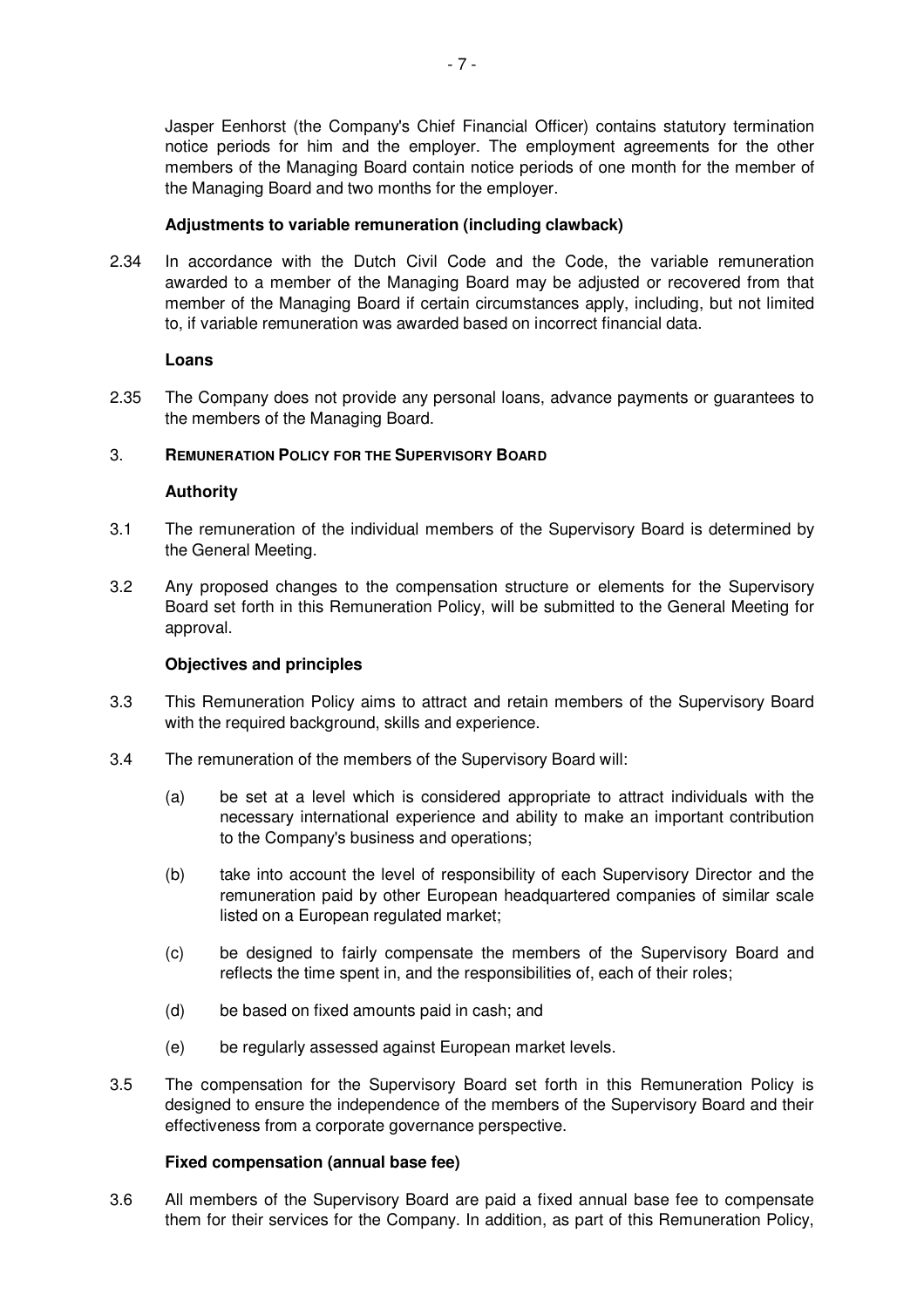Jasper Eenhorst (the Company's Chief Financial Officer) contains statutory termination notice periods for him and the employer. The employment agreements for the other members of the Managing Board contain notice periods of one month for the member of the Managing Board and two months for the employer.

**Adjustments to variable remuneration (including clawback)**

2.34 In accordance with the Dutch Civil Code and the Code, the variable remuneration awarded to a member of the Managing Board may be adjusted or recovered from that member of the Managing Board if certain circumstances apply, including, but not limited to, if variable remuneration was awarded based on incorrect financial data.

**Loans**

2.35 The Company does not provide any personal loans, advance payments or guarantees to the members of the Managing Board.

## 3. REMUNERATION POLICY FOR THE SUPERVISORY BOARD

**Authority**

3.1 The remuneration of the individual members of the Supervisory Board is determined by the General Meeting.

3.2 Any proposed changes to the compensation structure or elements for the Supervisory Board set forth in this Remuneration Policy, will be submitted to the General Meeting for approval.

**Objectives and principles**

3.3 This Remuneration Policy aims to attract and retain members of the Supervisory Board with the required background, skills and experience.

3.4 The remuneration of the members of the Supervisory Board will:

(a) be set at a level which is considered appropriate to attract individuals with the necessary international experience and ability to make an important contribution to the Company's business and operations;

(b) take into account the level of responsibility of each Supervisory Director and the remuneration paid by other European headquartered companies of similar scale listed on a European regulated market;

(c) be designed to fairly compensate the members of the Supervisory Board and reflects the time spent in, and the responsibilities of, each of their roles;

(d) be based on fixed amounts paid in cash; and

(e) be regularly assessed against European market levels.

3.5 The compensation for the Supervisory Board set forth in this Remuneration Policy is designed to ensure the independence of the members of the Supervisory Board and their effectiveness from a corporate governance perspective.

**Fixed compensation (annual base fee)**

3.6 All members of the Supervisory Board are paid a fixed annual base fee to compensate them for their services for the Company. In addition, as part of this Remuneration Policy,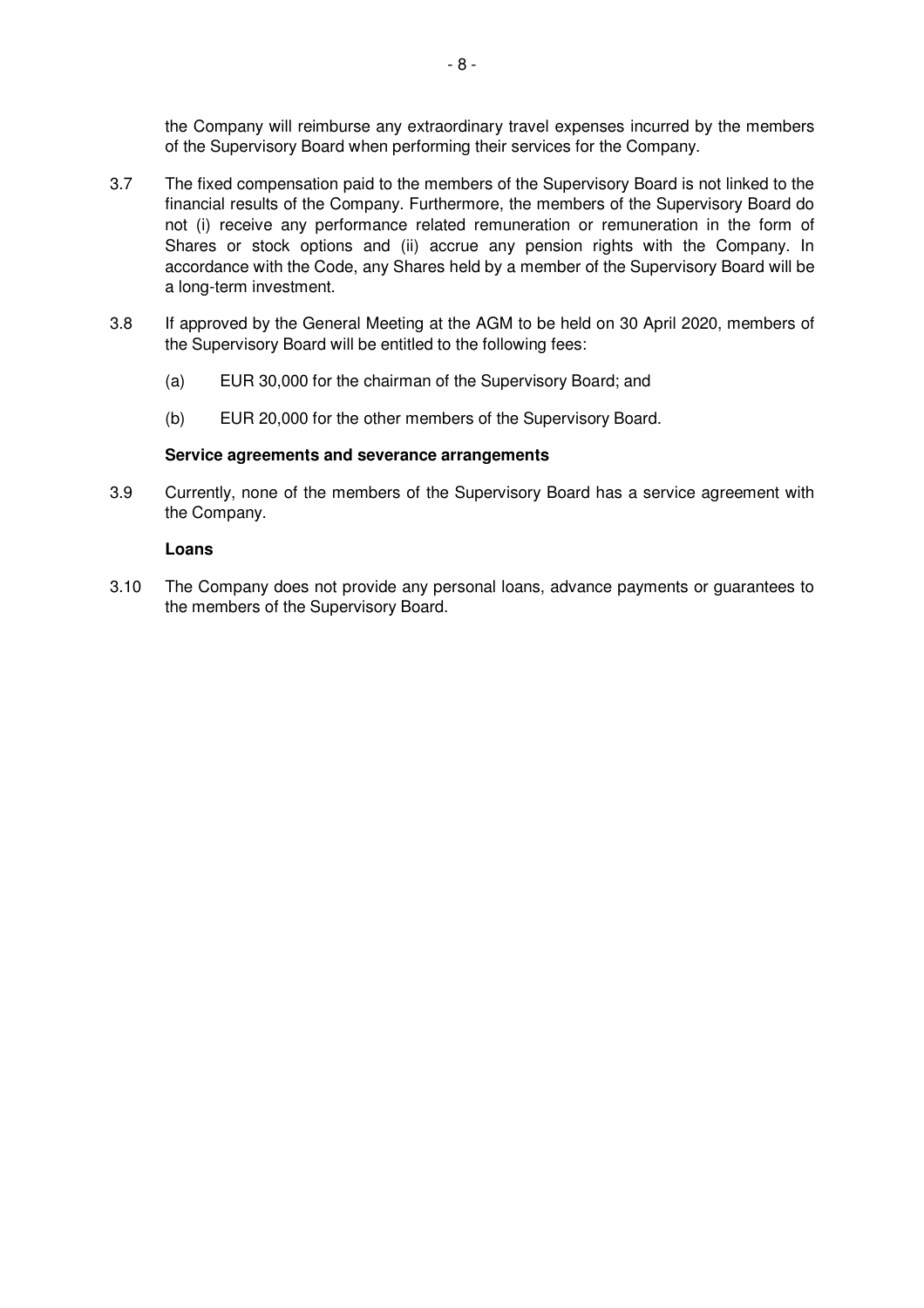the Company will reimburse any extraordinary travel expenses incurred by the members of the Supervisory Board when performing their services for the Company.

3.7 The fixed compensation paid to the members of the Supervisory Board is not linked to the financial results of the Company. Furthermore, the members of the Supervisory Board do not (i) receive any performance related remuneration or remuneration in the form of Shares or stock options and (ii) accrue any pension rights with the Company. In accordance with the Code, any Shares held by a member of the Supervisory Board will be a long-term investment.

3.8 If approved by the General Meeting at the AGM to be held on 30 April 2020, members of the Supervisory Board will be entitled to the following fees:

(a) EUR 30,000 for the chairman of the Supervisory Board; and

(b) EUR 20,000 for the other members of the Supervisory Board.

**Service agreements and severance arrangements**

3.9 Currently, none of the members of the Supervisory Board has a service agreement with the Company.

**Loans**

3.10 The Company does not provide any personal loans, advance payments or guarantees to the members of the Supervisory Board.